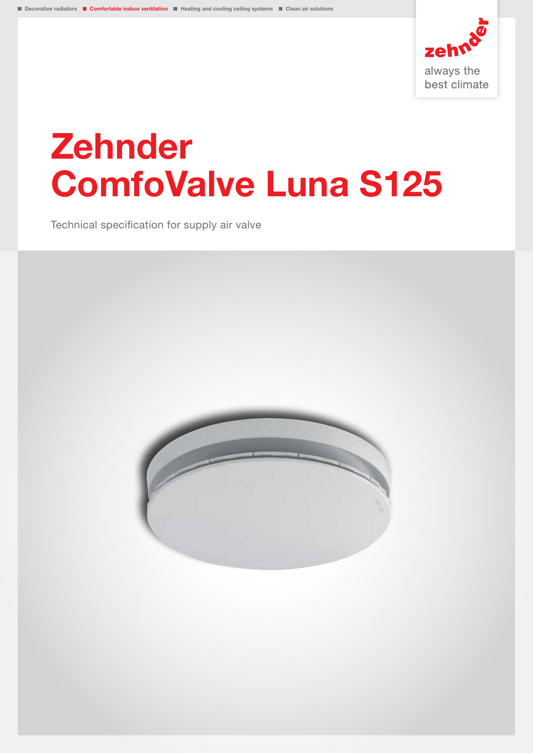■ Decorative radiators ■ Comfortable indoor ventilation ■ Heating and cooling ceiling systems ■ Clean air solutions

zehnder

always the best climate

# Zehnder ComfoValve Luna S125

Technical specification for supply air valve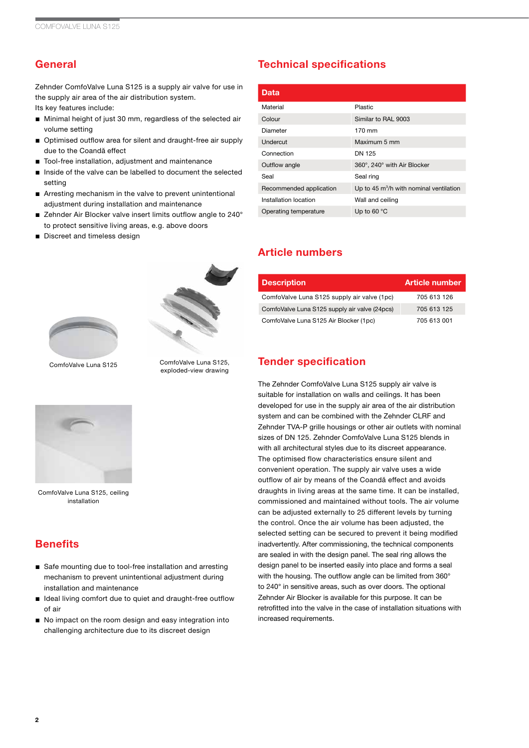## General

Zehnder ComfoValve Luna S125 is a supply air valve for use in the supply air area of the air distribution system.
Its key features include:

- Minimal height of just 30 mm, regardless of the selected air volume setting
- Optimised outflow area for silent and draught-free air supply due to the Coandă effect
- Tool-free installation, adjustment and maintenance
- Inside of the valve can be labelled to document the selected setting
- Arresting mechanism in the valve to prevent unintentional adjustment during installation and maintenance
- Zehnder Air Blocker valve insert limits outflow angle to 240° to protect sensitive living areas, e.g. above doors
- Discreet and timeless design

ComfoValve Luna S125

ComfoValve Luna S125, exploded-view drawing

ComfoValve Luna S125, ceiling installation

## Benefits

- Safe mounting due to tool-free installation and arresting mechanism to prevent unintentional adjustment during installation and maintenance
- Ideal living comfort due to quiet and draught-free outflow of air
- No impact on the room design and easy integration into challenging architecture due to its discreet design

## Technical specifications

| Data | |
|---|---|
| Material | Plastic |
| Colour | Similar to RAL 9003 |
| Diameter | 170 mm |
| Undercut | Maximum 5 mm |
| Connection | DN 125 |
| Outflow angle | 360°, 240° with Air Blocker |
| Seal | Seal ring |
| Recommended application | Up to 45 m$^3$/h with nominal ventilation |
| Installation location | Wall and ceiling |
| Operating temperature | Up to 60 °C |

## Article numbers

| Description | Article number |
|---|---|
| ComfoValve Luna S125 supply air valve (1pc) | 705 613 126 |
| ComfoValve Luna S125 supply air valve (24pcs) | 705 613 125 |
| ComfoValve Luna S125 Air Blocker (1pc) | 705 613 001 |

## Tender specification

The Zehnder ComfoValve Luna S125 supply air valve is suitable for installation on walls and ceilings. It has been developed for use in the supply air area of the air distribution system and can be combined with the Zehnder CLRF and Zehnder TVA-P grille housings or other air outlets with nominal sizes of DN 125. Zehnder ComfoValve Luna S125 blends in with all architectural styles due to its discreet appearance. The optimised flow characteristics ensure silent and convenient operation. The supply air valve uses a wide outflow of air by means of the Coandă effect and avoids draughts in living areas at the same time. It can be installed, commissioned and maintained without tools. The air volume can be adjusted externally to 25 different levels by turning the control. Once the air volume has been adjusted, the selected setting can be secured to prevent it being modified inadvertently. After commissioning, the technical components are sealed in with the design panel. The seal ring allows the design panel to be inserted easily into place and forms a seal with the housing. The outflow angle can be limited from 360° to 240° in sensitive areas, such as over doors. The optional Zehnder Air Blocker is available for this purpose. It can be retrofitted into the valve in the case of installation situations with increased requirements.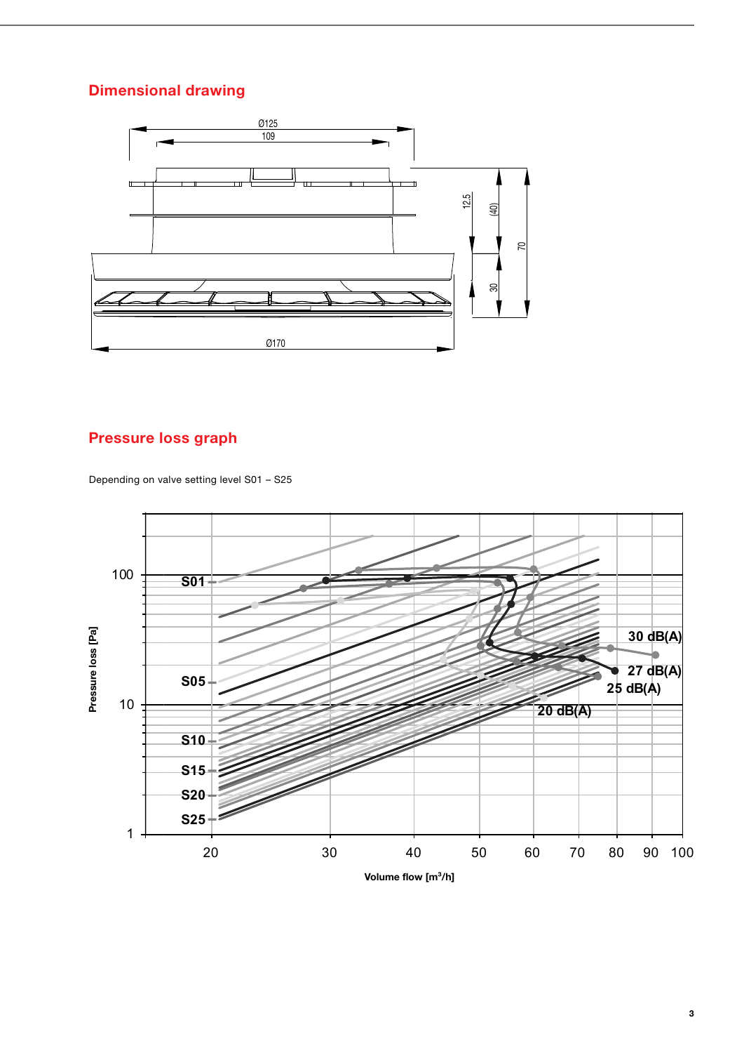## Dimensional drawing

Ø125

109

12,5

(40)

70

30

Ø170

## Pressure loss graph

Depending on valve setting level S01 – S25

Pressure loss [Pa]

100

10

1

S01

S05

S10

S15

S20

S25

30 dB(A)

27 dB(A)

25 dB(A)

20 dB(A)

20 30 40 50 60 70 80 90 100

Volume flow [m³/h]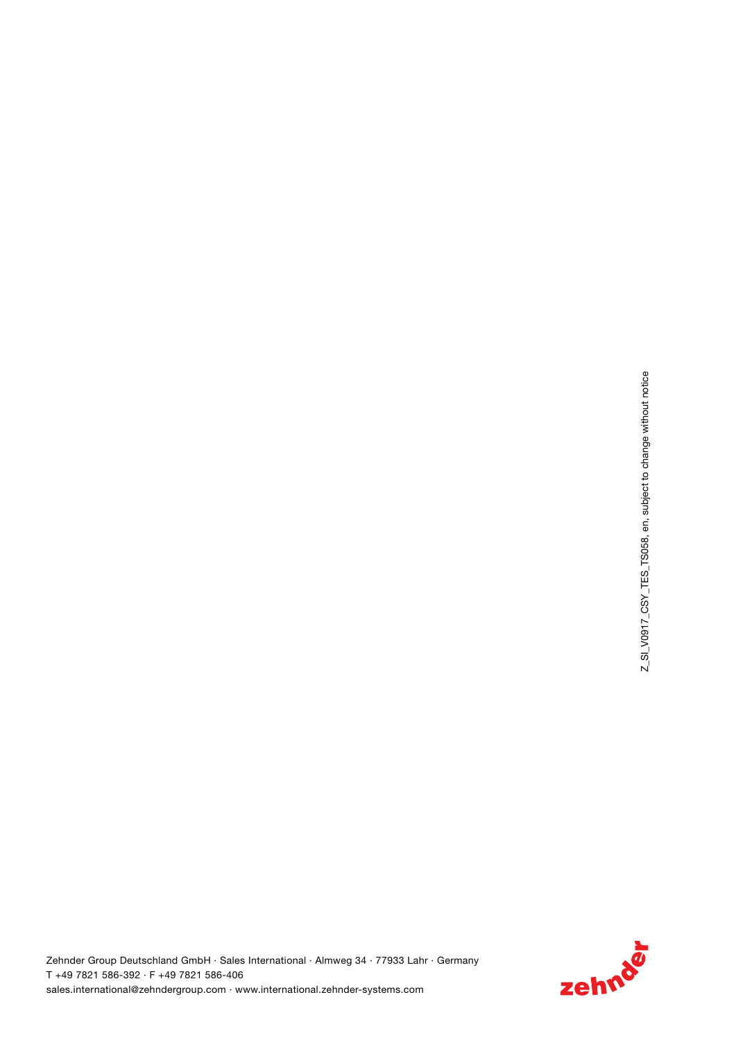Z_SI_V0917_CSY_TES_TS058, en, subject to change without notice

Zehnder Group Deutschland GmbH · Sales International · Almweg 34 · 77933 Lahr · Germany
T +49 7821 586-392 · F +49 7821 586-406
sales.international@zehndergroup.com · www.international.zehnder-systems.com

zehnder